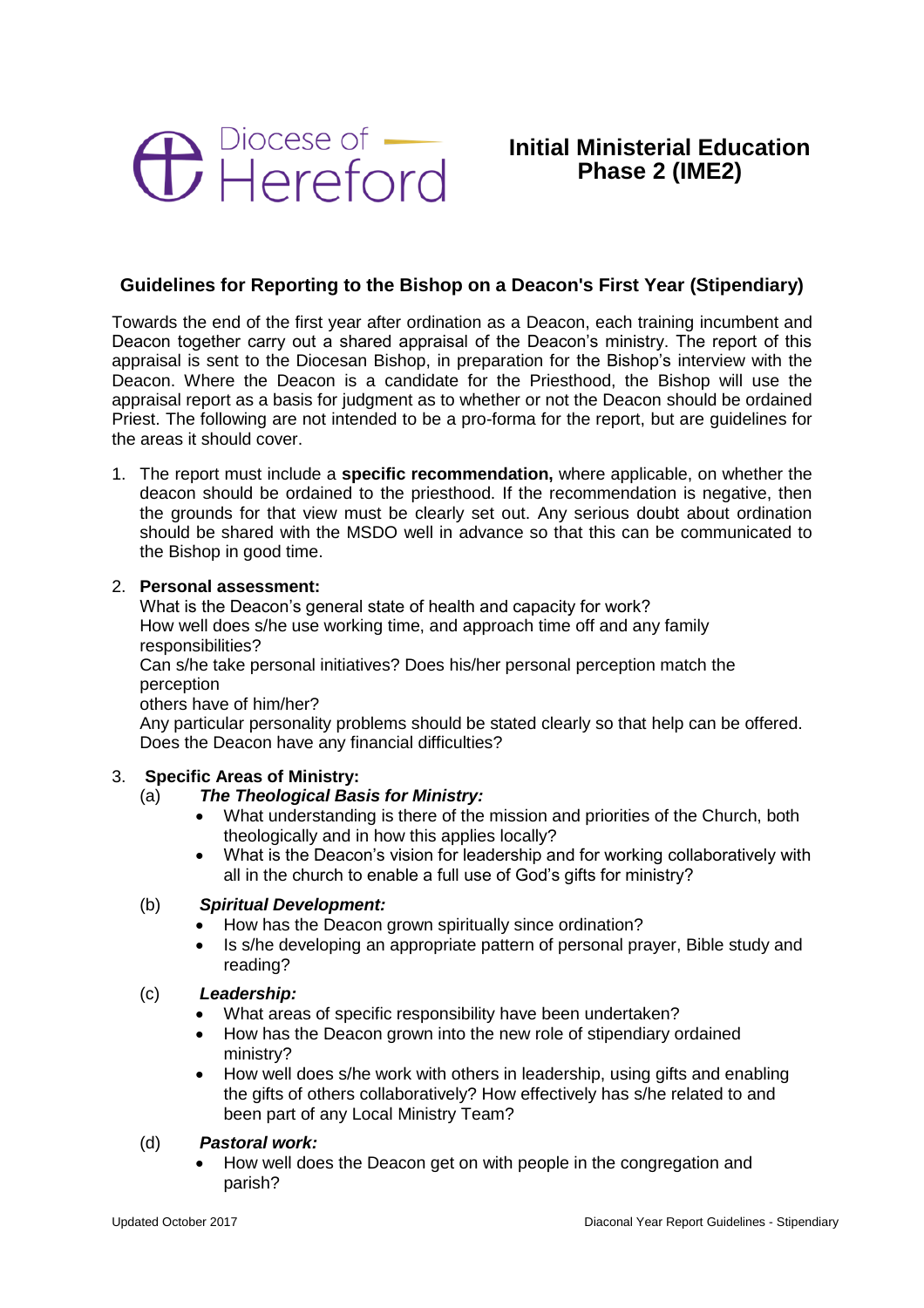Diocese of Hereford

# Initial Ministerial Education Phase 2 (IME2)

## Guidelines for Reporting to the Bishop on a Deacon's First Year (Stipendiary)

Towards the end of the first year after ordination as a Deacon, each training incumbent and Deacon together carry out a shared appraisal of the Deacon's ministry. The report of this appraisal is sent to the Diocesan Bishop, in preparation for the Bishop's interview with the Deacon. Where the Deacon is a candidate for the Priesthood, the Bishop will use the appraisal report as a basis for judgment as to whether or not the Deacon should be ordained Priest. The following are not intended to be a pro-forma for the report, but are guidelines for the areas it should cover.

1. The report must include a **specific recommendation,** where applicable, on whether the deacon should be ordained to the priesthood. If the recommendation is negative, then the grounds for that view must be clearly set out. Any serious doubt about ordination should be shared with the MSDO well in advance so that this can be communicated to the Bishop in good time.

2. **Personal assessment:**
   What is the Deacon's general state of health and capacity for work?
   How well does s/he use working time, and approach time off and any family responsibilities?
   Can s/he take personal initiatives? Does his/her personal perception match the perception
   others have of him/her?
   Any particular personality problems should be stated clearly so that help can be offered.
   Does the Deacon have any financial difficulties?

3. **Specific Areas of Ministry:**

   (a) ***The Theological Basis for Ministry:***
   - What understanding is there of the mission and priorities of the Church, both theologically and in how this applies locally?
   - What is the Deacon's vision for leadership and for working collaboratively with all in the church to enable a full use of God's gifts for ministry?

   (b) ***Spiritual Development:***
   - How has the Deacon grown spiritually since ordination?
   - Is s/he developing an appropriate pattern of personal prayer, Bible study and reading?

   (c) ***Leadership:***
   - What areas of specific responsibility have been undertaken?
   - How has the Deacon grown into the new role of stipendiary ordained ministry?
   - How well does s/he work with others in leadership, using gifts and enabling the gifts of others collaboratively? How effectively has s/he related to and been part of any Local Ministry Team?

   (d) ***Pastoral work:***
   - How well does the Deacon get on with people in the congregation and parish?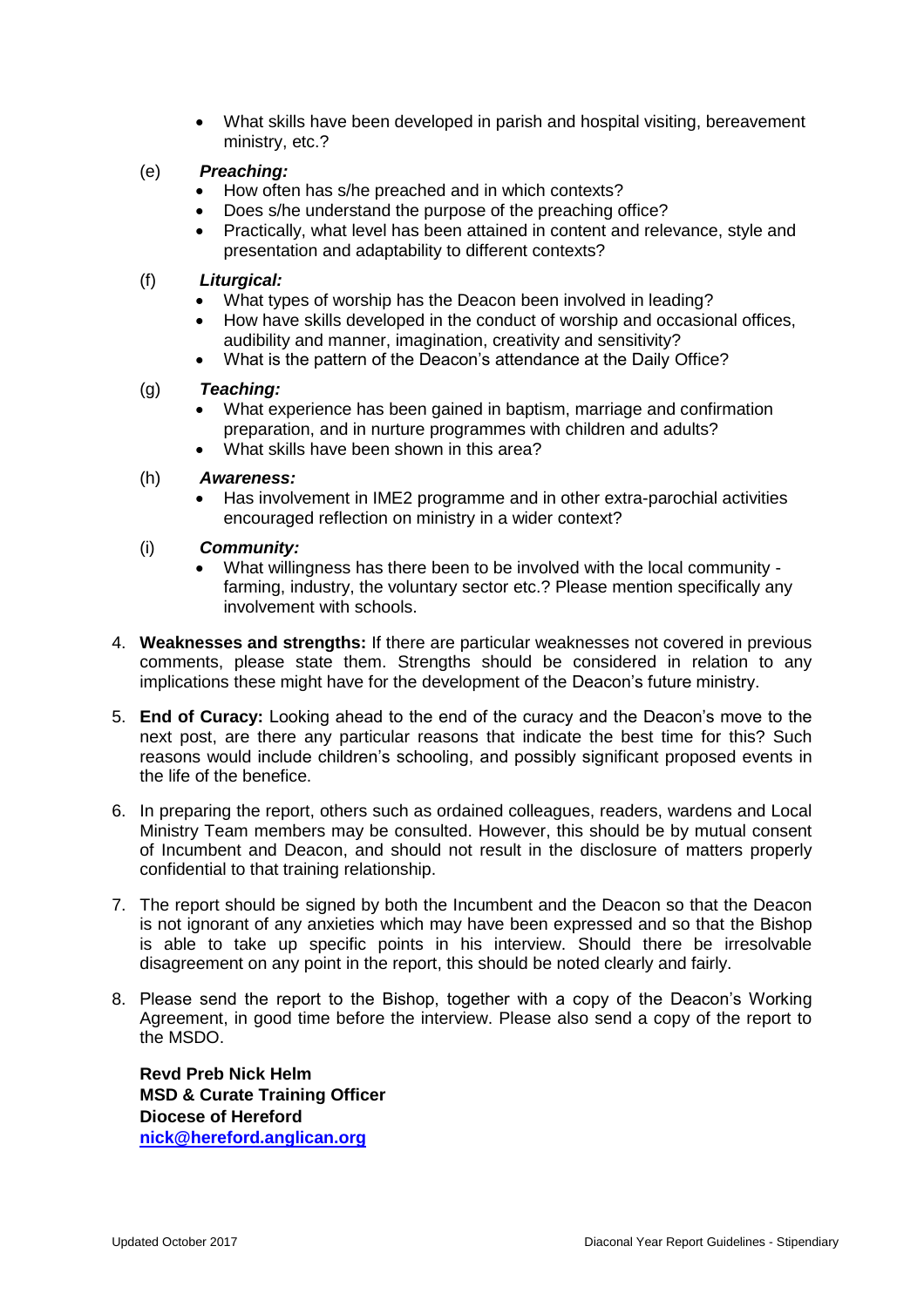- What skills have been developed in parish and hospital visiting, bereavement ministry, etc.?

(e) ***Preaching:***
- How often has s/he preached and in which contexts?
- Does s/he understand the purpose of the preaching office?
- Practically, what level has been attained in content and relevance, style and presentation and adaptability to different contexts?

(f) ***Liturgical:***
- What types of worship has the Deacon been involved in leading?
- How have skills developed in the conduct of worship and occasional offices, audibility and manner, imagination, creativity and sensitivity?
- What is the pattern of the Deacon's attendance at the Daily Office?

(g) ***Teaching:***
- What experience has been gained in baptism, marriage and confirmation preparation, and in nurture programmes with children and adults?
- What skills have been shown in this area?

(h) ***Awareness:***
- Has involvement in IME2 programme and in other extra-parochial activities encouraged reflection on ministry in a wider context?

(i) ***Community:***
- What willingness has there been to be involved with the local community - farming, industry, the voluntary sector etc.? Please mention specifically any involvement with schools.

4. **Weaknesses and strengths:** If there are particular weaknesses not covered in previous comments, please state them. Strengths should be considered in relation to any implications these might have for the development of the Deacon's future ministry.

5. **End of Curacy:** Looking ahead to the end of the curacy and the Deacon's move to the next post, are there any particular reasons that indicate the best time for this? Such reasons would include children's schooling, and possibly significant proposed events in the life of the benefice.

6. In preparing the report, others such as ordained colleagues, readers, wardens and Local Ministry Team members may be consulted. However, this should be by mutual consent of Incumbent and Deacon, and should not result in the disclosure of matters properly confidential to that training relationship.

7. The report should be signed by both the Incumbent and the Deacon so that the Deacon is not ignorant of any anxieties which may have been expressed and so that the Bishop is able to take up specific points in his interview. Should there be irresolvable disagreement on any point in the report, this should be noted clearly and fairly.

8. Please send the report to the Bishop, together with a copy of the Deacon's Working Agreement, in good time before the interview. Please also send a copy of the report to the MSDO.

**Revd Preb Nick Helm**
**MSD & Curate Training Officer**
**Diocese of Hereford**
**nick@hereford.anglican.org**

Updated October 2017 Diaconal Year Report Guidelines - Stipendiary